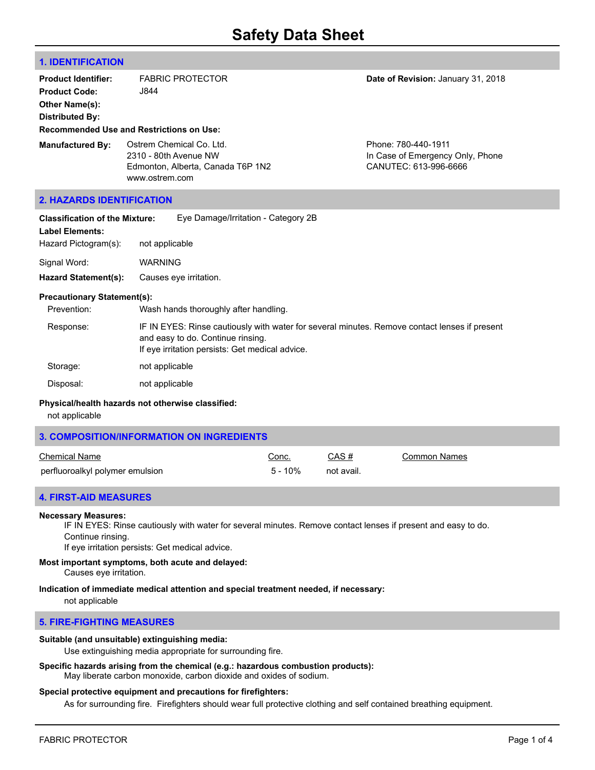# Safety Data Sheet

## 1. IDENTIFICATION

**Product Identifier:** FABRIC PROTECTOR

**Product Code:** J844

**Other Name(s):**

**Distributed By:**

**Recommended Use and Restrictions on Use:**

**Manufactured By:** Ostrem Chemical Co. Ltd.
2310 - 80th Avenue NW
Edmonton, Alberta, Canada T6P 1N2
www.ostrem.com

**Date of Revision:** January 31, 2018

Phone: 780-440-1911
In Case of Emergency Only, Phone
CANUTEC: 613-996-6666

## 2. HAZARDS IDENTIFICATION

**Classification of the Mixture:** Eye Damage/Irritation - Category 2B

**Label Elements:**

Hazard Pictogram(s): not applicable

Signal Word: WARNING

**Hazard Statement(s):** Causes eye irritation.

**Precautionary Statement(s):**

Prevention: Wash hands thoroughly after handling.

Response: IF IN EYES: Rinse cautiously with water for several minutes. Remove contact lenses if present and easy to do. Continue rinsing.
If eye irritation persists: Get medical advice.

Storage: not applicable

Disposal: not applicable

**Physical/health hazards not otherwise classified:**

not applicable

## 3. COMPOSITION/INFORMATION ON INGREDIENTS

| Chemical Name | Conc. | CAS # | Common Names |
|---|---|---|---|
| perfluoroalkyl polymer emulsion | 5 - 10% | not avail. | |

## 4. FIRST-AID MEASURES

**Necessary Measures:**

IF IN EYES: Rinse cautiously with water for several minutes. Remove contact lenses if present and easy to do. Continue rinsing.
If eye irritation persists: Get medical advice.

**Most important symptoms, both acute and delayed:**

Causes eye irritation.

**Indication of immediate medical attention and special treatment needed, if necessary:**

not applicable

## 5. FIRE-FIGHTING MEASURES

**Suitable (and unsuitable) extinguishing media:**

Use extinguishing media appropriate for surrounding fire.

**Specific hazards arising from the chemical (e.g.: hazardous combustion products):**

May liberate carbon monoxide, carbon dioxide and oxides of sodium.

**Special protective equipment and precautions for firefighters:**

As for surrounding fire. Firefighters should wear full protective clothing and self contained breathing equipment.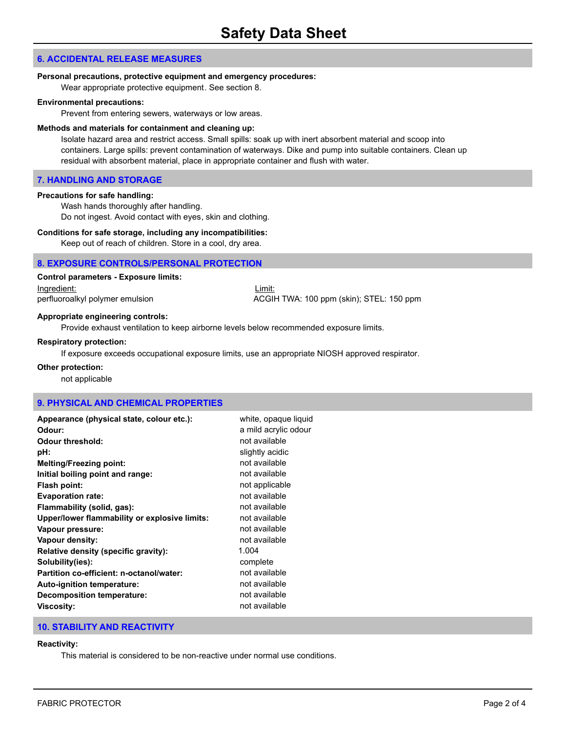# Safety Data Sheet

## 6. ACCIDENTAL RELEASE MEASURES

**Personal precautions, protective equipment and emergency procedures:**

Wear appropriate protective equipment. See section 8.

**Environmental precautions:**

Prevent from entering sewers, waterways or low areas.

**Methods and materials for containment and cleaning up:**

Isolate hazard area and restrict access. Small spills: soak up with inert absorbent material and scoop into containers. Large spills: prevent contamination of waterways. Dike and pump into suitable containers. Clean up residual with absorbent material, place in appropriate container and flush with water.

## 7. HANDLING AND STORAGE

**Precautions for safe handling:**

Wash hands thoroughly after handling.
Do not ingest. Avoid contact with eyes, skin and clothing.

**Conditions for safe storage, including any incompatibilities:**

Keep out of reach of children. Store in a cool, dry area.

## 8. EXPOSURE CONTROLS/PERSONAL PROTECTION

**Control parameters - Exposure limits:**

| Ingredient: | Limit: |
|---|---|
| perfluoroalkyl polymer emulsion | ACGIH TWA: 100 ppm (skin); STEL: 150 ppm |

**Appropriate engineering controls:**

Provide exhaust ventilation to keep airborne levels below recommended exposure limits.

**Respiratory protection:**

If exposure exceeds occupational exposure limits, use an appropriate NIOSH approved respirator.

**Other protection:**

not applicable

## 9. PHYSICAL AND CHEMICAL PROPERTIES

| | |
|---|---|
| **Appearance (physical state, colour etc.):** | white, opaque liquid |
| **Odour:** | a mild acrylic odour |
| **Odour threshold:** | not available |
| **pH:** | slightly acidic |
| **Melting/Freezing point:** | not available |
| **Initial boiling point and range:** | not available |
| **Flash point:** | not applicable |
| **Evaporation rate:** | not available |
| **Flammability (solid, gas):** | not available |
| **Upper/lower flammability or explosive limits:** | not available |
| **Vapour pressure:** | not available |
| **Vapour density:** | not available |
| **Relative density (specific gravity):** | 1.004 |
| **Solubility(ies):** | complete |
| **Partition co-efficient: n-octanol/water:** | not available |
| **Auto-ignition temperature:** | not available |
| **Decomposition temperature:** | not available |
| **Viscosity:** | not available |

## 10. STABILITY AND REACTIVITY

**Reactivity:**

This material is considered to be non-reactive under normal use conditions.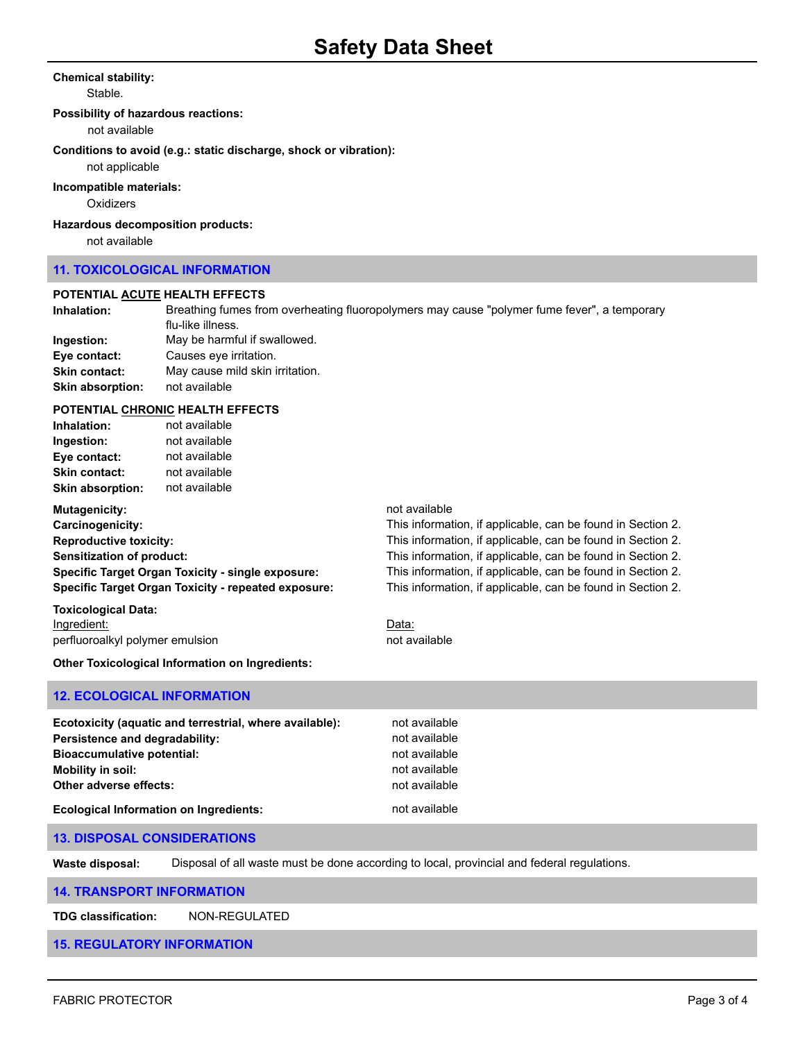**Chemical stability:**

Stable.

**Possibility of hazardous reactions:**

not available

**Conditions to avoid (e.g.: static discharge, shock or vibration):**

not applicable

**Incompatible materials:**

Oxidizers

**Hazardous decomposition products:**

not available

## 11. TOXICOLOGICAL INFORMATION

**POTENTIAL ACUTE HEALTH EFFECTS**

**Inhalation:** Breathing fumes from overheating fluoropolymers may cause "polymer fume fever", a temporary flu-like illness.

**Ingestion:** May be harmful if swallowed.

**Eye contact:** Causes eye irritation.

**Skin contact:** May cause mild skin irritation.

**Skin absorption:** not available

**POTENTIAL CHRONIC HEALTH EFFECTS**

**Inhalation:** not available

**Ingestion:** not available

**Eye contact:** not available

**Skin contact:** not available

**Skin absorption:** not available

**Mutagenicity:** not available

**Carcinogenicity:** This information, if applicable, can be found in Section 2.

**Reproductive toxicity:** This information, if applicable, can be found in Section 2.

**Sensitization of product:** This information, if applicable, can be found in Section 2.

**Specific Target Organ Toxicity - single exposure:** This information, if applicable, can be found in Section 2.

**Specific Target Organ Toxicity - repeated exposure:** This information, if applicable, can be found in Section 2.

**Toxicological Data:**

| Ingredient: | Data: |
|---|---|
| perfluoroalkyl polymer emulsion | not available |

**Other Toxicological Information on Ingredients:**

## 12. ECOLOGICAL INFORMATION

**Ecotoxicity (aquatic and terrestrial, where available):** not available

**Persistence and degradability:** not available

**Bioaccumulative potential:** not available

**Mobility in soil:** not available

**Other adverse effects:** not available

**Ecological Information on Ingredients:** not available

## 13. DISPOSAL CONSIDERATIONS

**Waste disposal:** Disposal of all waste must be done according to local, provincial and federal regulations.

## 14. TRANSPORT INFORMATION

**TDG classification:** NON-REGULATED

## 15. REGULATORY INFORMATION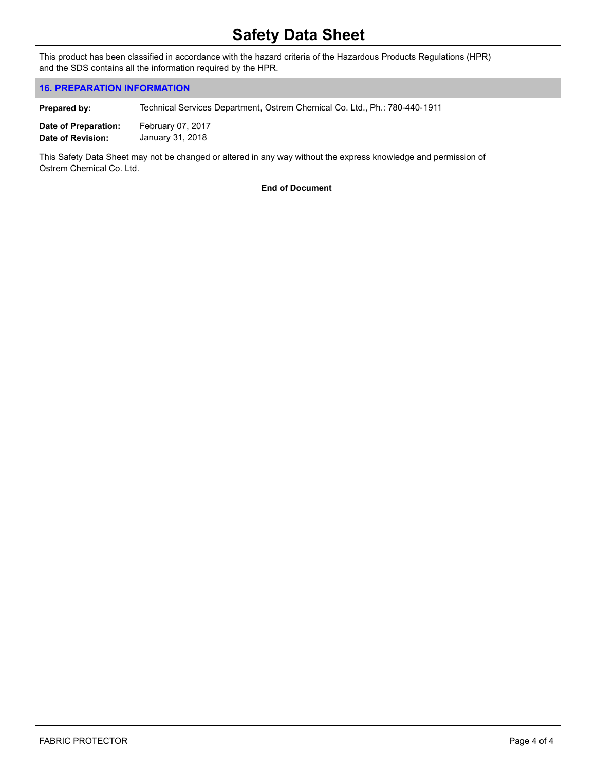This product has been classified in accordance with the hazard criteria of the Hazardous Products Regulations (HPR) and the SDS contains all the information required by the HPR.

## 16. PREPARATION INFORMATION

**Prepared by:** Technical Services Department, Ostrem Chemical Co. Ltd., Ph.: 780-440-1911

**Date of Preparation:** February 07, 2017
**Date of Revision:** January 31, 2018

This Safety Data Sheet may not be changed or altered in any way without the express knowledge and permission of Ostrem Chemical Co. Ltd.

**End of Document**